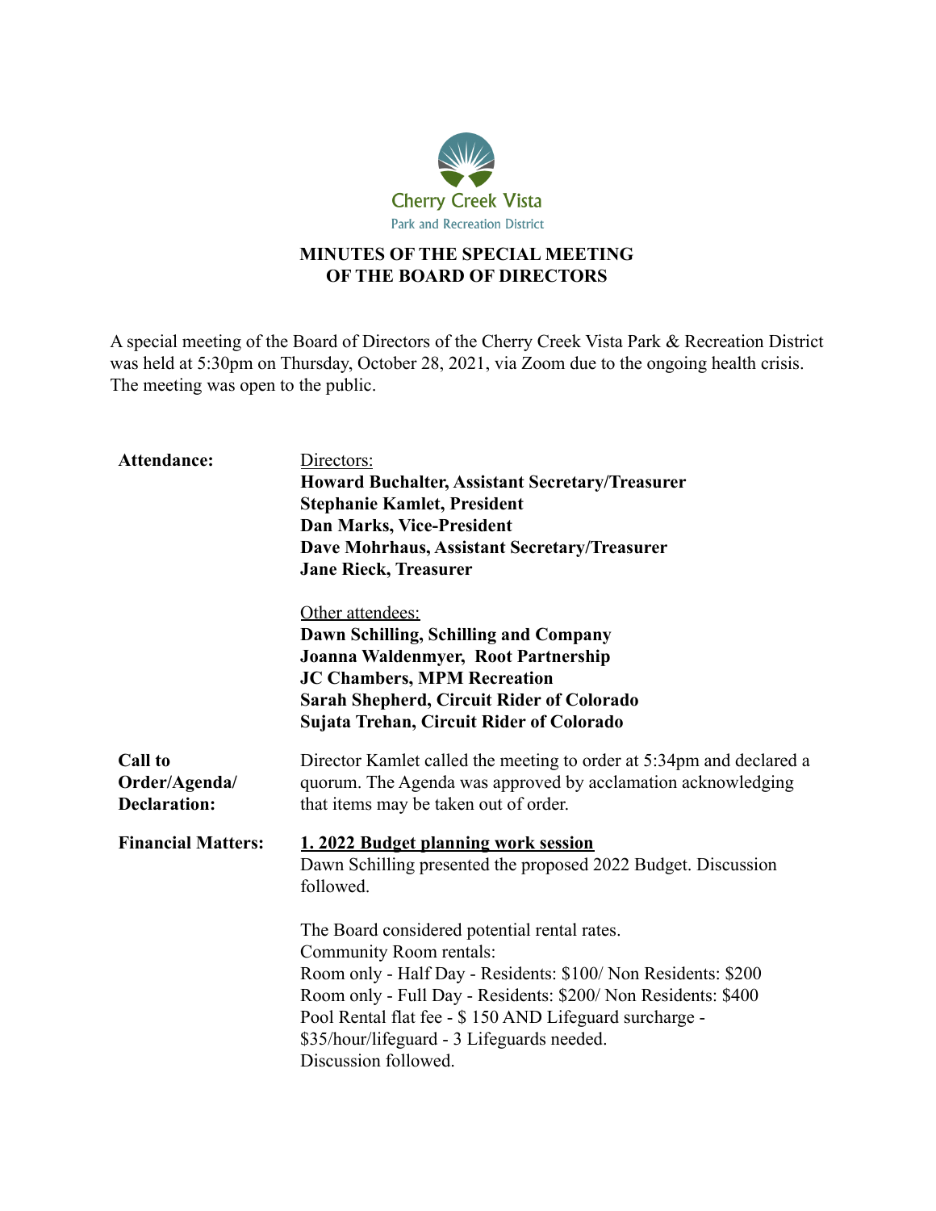Cherry Creek Vista
Park and Recreation District

# MINUTES OF THE SPECIAL MEETING OF THE BOARD OF DIRECTORS

A special meeting of the Board of Directors of the Cherry Creek Vista Park & Recreation District was held at 5:30pm on Thursday, October 28, 2021, via Zoom due to the ongoing health crisis. The meeting was open to the public.

**Attendance:**

Directors:
**Howard Buchalter, Assistant Secretary/Treasurer**
**Stephanie Kamlet, President**
**Dan Marks, Vice-President**
**Dave Mohrhaus, Assistant Secretary/Treasurer**
**Jane Rieck, Treasurer**

Other attendees:
**Dawn Schilling, Schilling and Company**
**Joanna Waldenmyer, Root Partnership**
**JC Chambers, MPM Recreation**
**Sarah Shepherd, Circuit Rider of Colorado**
**Sujata Trehan, Circuit Rider of Colorado**

**Call to Order/Agenda/ Declaration:**

Director Kamlet called the meeting to order at 5:34pm and declared a quorum. The Agenda was approved by acclamation acknowledging that items may be taken out of order.

**Financial Matters:**

**1. 2022 Budget planning work session**
Dawn Schilling presented the proposed 2022 Budget. Discussion followed.

The Board considered potential rental rates.
Community Room rentals:
Room only - Half Day - Residents: $100/ Non Residents: $200
Room only - Full Day - Residents: $200/ Non Residents: $400
Pool Rental flat fee - $ 150 AND Lifeguard surcharge - $35/hour/lifeguard - 3 Lifeguards needed.
Discussion followed.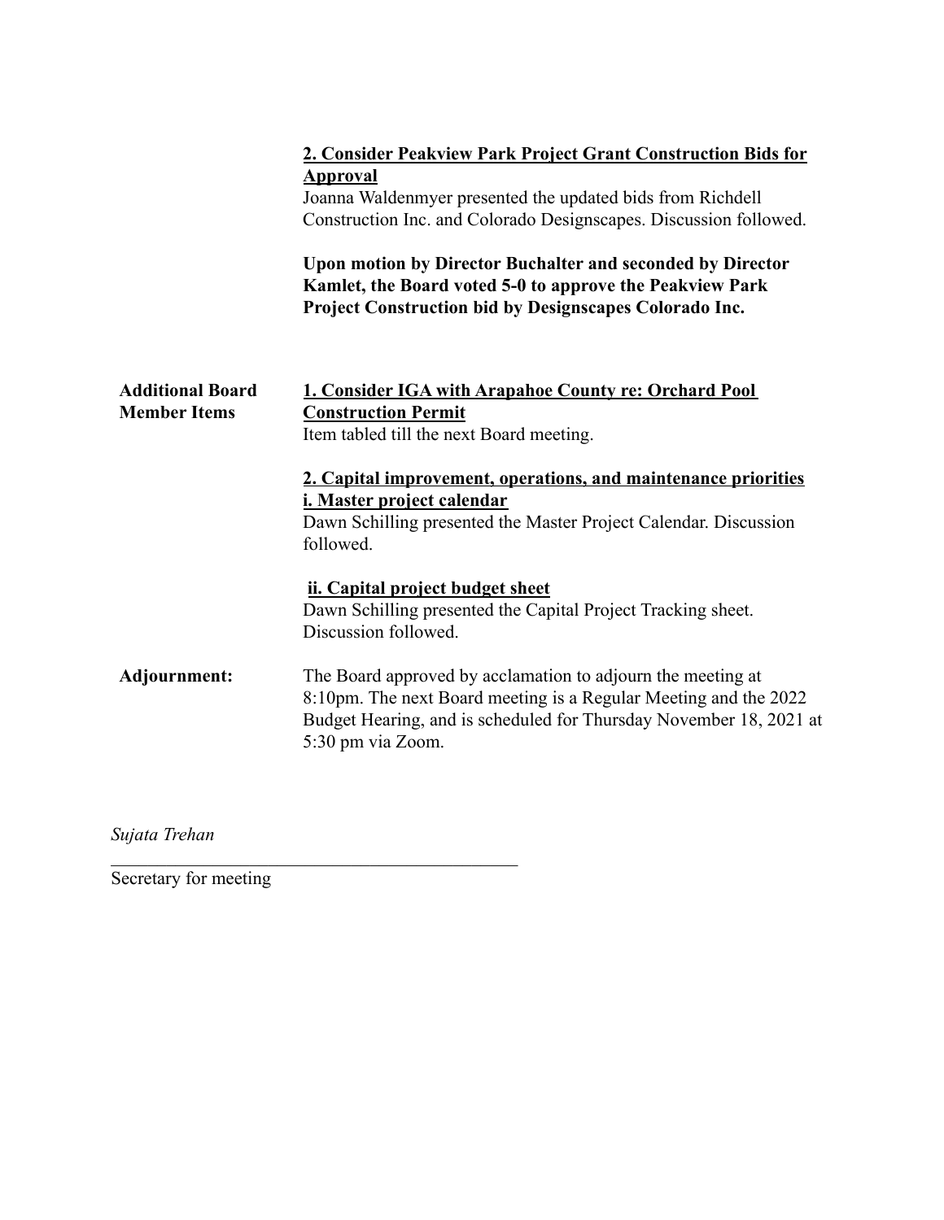**2. Consider Peakview Park Project Grant Construction Bids for Approval**

Joanna Waldenmyer presented the updated bids from Richdell Construction Inc. and Colorado Designscapes. Discussion followed.

**Upon motion by Director Buchalter and seconded by Director Kamlet, the Board voted 5-0 to approve the Peakview Park Project Construction bid by Designscapes Colorado Inc.**

**Additional Board Member Items**

**1. Consider IGA with Arapahoe County re: Orchard Pool Construction Permit**

Item tabled till the next Board meeting.

**2. Capital improvement, operations, and maintenance priorities**

**i. Master project calendar**

Dawn Schilling presented the Master Project Calendar. Discussion followed.

**ii. Capital project budget sheet**

Dawn Schilling presented the Capital Project Tracking sheet. Discussion followed.

**Adjournment:** The Board approved by acclamation to adjourn the meeting at 8:10pm. The next Board meeting is a Regular Meeting and the 2022 Budget Hearing, and is scheduled for Thursday November 18, 2021 at 5:30 pm via Zoom.

*Sujata Trehan*

______________________________________________

Secretary for meeting